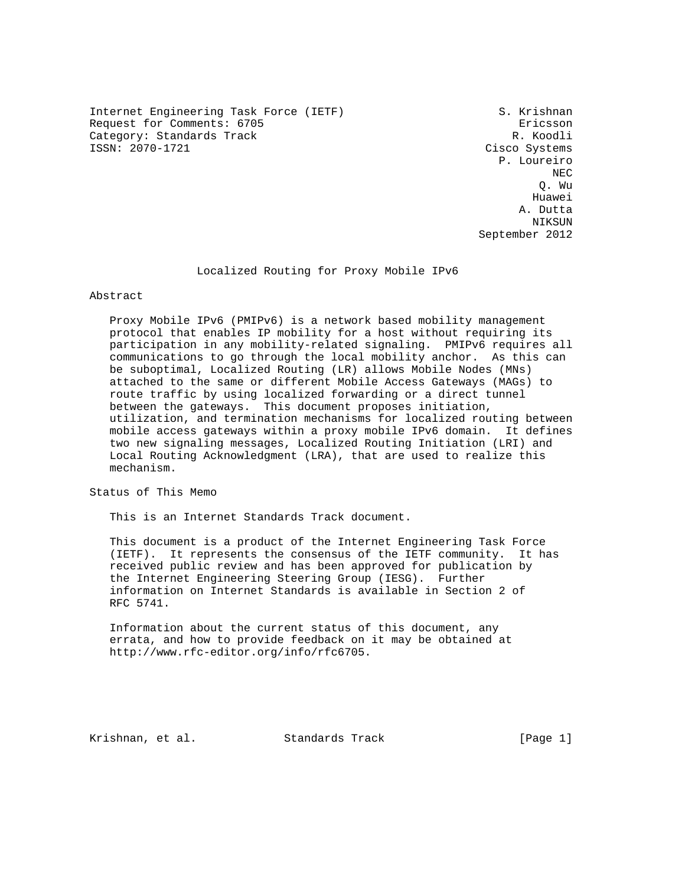Internet Engineering Task Force (IETF) S. Krishnan
Request for Comments: 6705 Ericsson
Category: Standards Track R. Koodli
ISSN: 2070-1721 Cisco Systems
P. Loureiro
NEC
Q. Wu
Huawei
A. Dutta
NIKSUN
September 2012

# Localized Routing for Proxy Mobile IPv6

## Abstract

Proxy Mobile IPv6 (PMIPv6) is a network based mobility management protocol that enables IP mobility for a host without requiring its participation in any mobility-related signaling. PMIPv6 requires all communications to go through the local mobility anchor. As this can be suboptimal, Localized Routing (LR) allows Mobile Nodes (MNs) attached to the same or different Mobile Access Gateways (MAGs) to route traffic by using localized forwarding or a direct tunnel between the gateways. This document proposes initiation, utilization, and termination mechanisms for localized routing between mobile access gateways within a proxy mobile IPv6 domain. It defines two new signaling messages, Localized Routing Initiation (LRI) and Local Routing Acknowledgment (LRA), that are used to realize this mechanism.

## Status of This Memo

This is an Internet Standards Track document.

This document is a product of the Internet Engineering Task Force (IETF). It represents the consensus of the IETF community. It has received public review and has been approved for publication by the Internet Engineering Steering Group (IESG). Further information on Internet Standards is available in Section 2 of RFC 5741.

Information about the current status of this document, any errata, and how to provide feedback on it may be obtained at http://www.rfc-editor.org/info/rfc6705.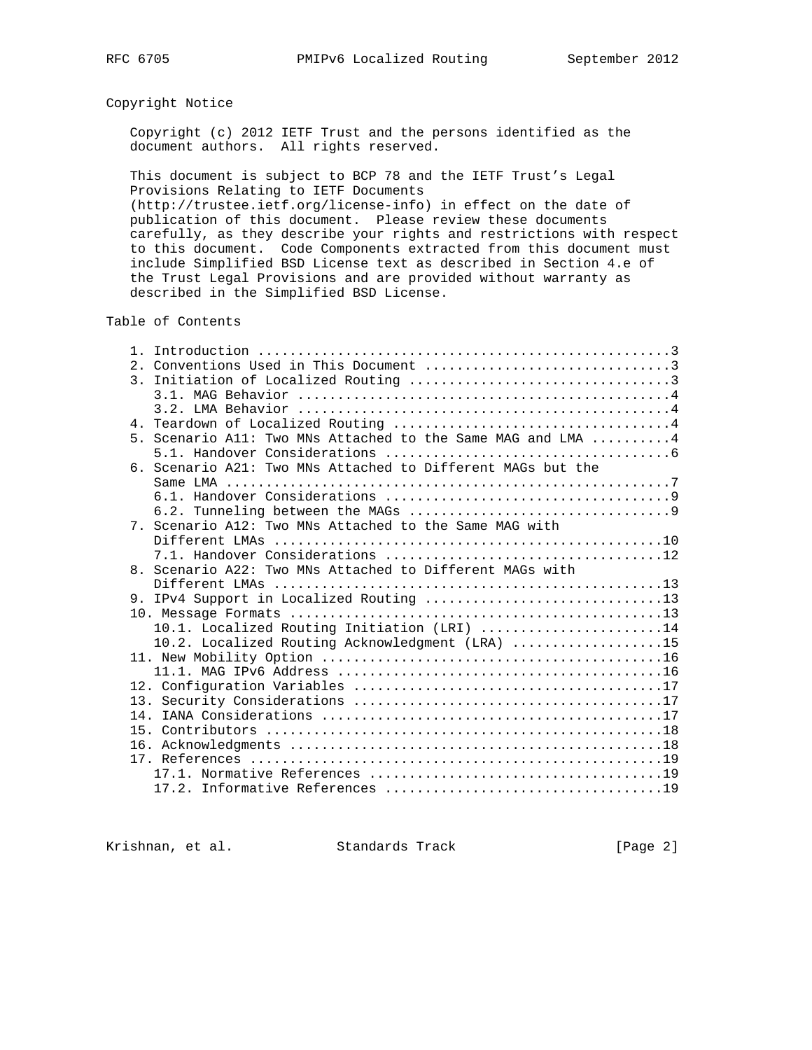## Copyright Notice

Copyright (c) 2012 IETF Trust and the persons identified as the document authors. All rights reserved.

This document is subject to BCP 78 and the IETF Trust's Legal Provisions Relating to IETF Documents (http://trustee.ietf.org/license-info) in effect on the date of publication of this document. Please review these documents carefully, as they describe your rights and restrictions with respect to this document. Code Components extracted from this document must include Simplified BSD License text as described in Section 4.e of the Trust Legal Provisions and are provided without warranty as described in the Simplified BSD License.

## Table of Contents

```
   1. Introduction ....................................................3
   2. Conventions Used in This Document ...............................3
   3. Initiation of Localized Routing .................................3
      3.1. MAG Behavior ...............................................4
      3.2. LMA Behavior ...............................................4
   4. Teardown of Localized Routing ...................................4
   5. Scenario A11: Two MNs Attached to the Same MAG and LMA ..........4
      5.1. Handover Considerations ....................................6
   6. Scenario A21: Two MNs Attached to Different MAGs but the
      Same LMA ........................................................7
      6.1. Handover Considerations ....................................9
      6.2. Tunneling between the MAGs .................................9
   7. Scenario A12: Two MNs Attached to the Same MAG with
      Different LMAs .................................................10
      7.1. Handover Considerations ...................................12
   8. Scenario A22: Two MNs Attached to Different MAGs with
      Different LMAs .................................................13
   9. IPv4 Support in Localized Routing ..............................13
   10. Message Formats ...............................................13
      10.1. Localized Routing Initiation (LRI) .......................14
      10.2. Localized Routing Acknowledgment (LRA) ...................15
   11. New Mobility Option ...........................................16
      11.1. MAG IPv6 Address .........................................16
   12. Configuration Variables .......................................17
   13. Security Considerations .......................................17
   14. IANA Considerations ...........................................17
   15. Contributors ..................................................18
   16. Acknowledgments ...............................................18
   17. References ....................................................19
      17.1. Normative References .....................................19
      17.2. Informative References ...................................19
```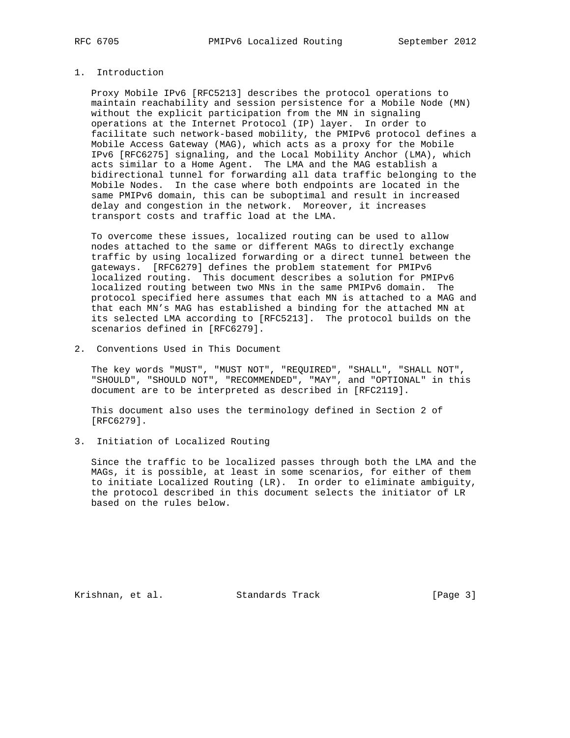## 1. Introduction

Proxy Mobile IPv6 [RFC5213] describes the protocol operations to maintain reachability and session persistence for a Mobile Node (MN) without the explicit participation from the MN in signaling operations at the Internet Protocol (IP) layer. In order to facilitate such network-based mobility, the PMIPv6 protocol defines a Mobile Access Gateway (MAG), which acts as a proxy for the Mobile IPv6 [RFC6275] signaling, and the Local Mobility Anchor (LMA), which acts similar to a Home Agent. The LMA and the MAG establish a bidirectional tunnel for forwarding all data traffic belonging to the Mobile Nodes. In the case where both endpoints are located in the same PMIPv6 domain, this can be suboptimal and result in increased delay and congestion in the network. Moreover, it increases transport costs and traffic load at the LMA.

To overcome these issues, localized routing can be used to allow nodes attached to the same or different MAGs to directly exchange traffic by using localized forwarding or a direct tunnel between the gateways. [RFC6279] defines the problem statement for PMIPv6 localized routing. This document describes a solution for PMIPv6 localized routing between two MNs in the same PMIPv6 domain. The protocol specified here assumes that each MN is attached to a MAG and that each MN's MAG has established a binding for the attached MN at its selected LMA according to [RFC5213]. The protocol builds on the scenarios defined in [RFC6279].

## 2. Conventions Used in This Document

The key words "MUST", "MUST NOT", "REQUIRED", "SHALL", "SHALL NOT", "SHOULD", "SHOULD NOT", "RECOMMENDED", "MAY", and "OPTIONAL" in this document are to be interpreted as described in [RFC2119].

This document also uses the terminology defined in Section 2 of [RFC6279].

## 3. Initiation of Localized Routing

Since the traffic to be localized passes through both the LMA and the MAGs, it is possible, at least in some scenarios, for either of them to initiate Localized Routing (LR). In order to eliminate ambiguity, the protocol described in this document selects the initiator of LR based on the rules below.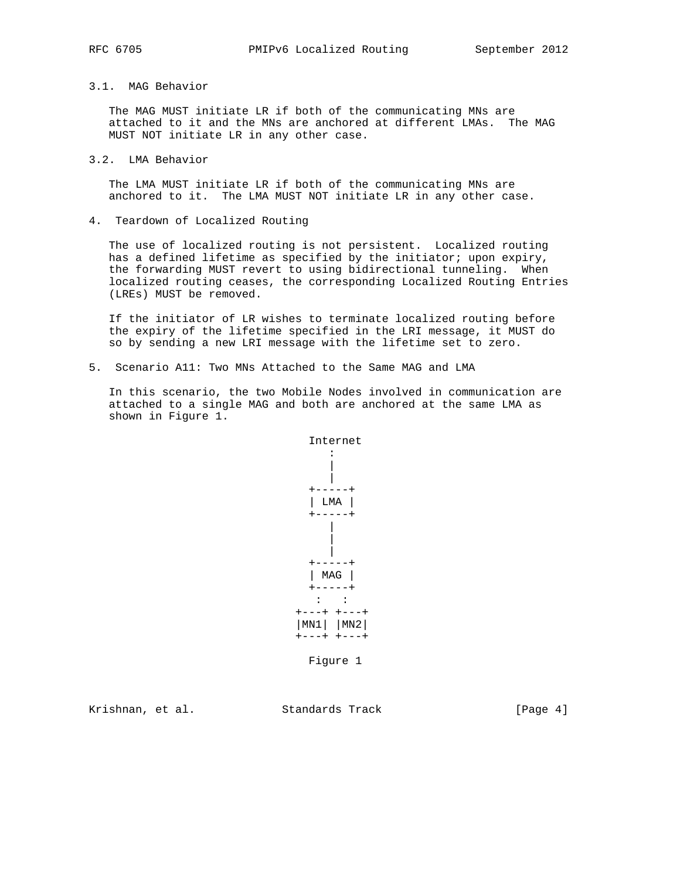### 3.1. MAG Behavior

The MAG MUST initiate LR if both of the communicating MNs are attached to it and the MNs are anchored at different LMAs. The MAG MUST NOT initiate LR in any other case.

### 3.2. LMA Behavior

The LMA MUST initiate LR if both of the communicating MNs are anchored to it. The LMA MUST NOT initiate LR in any other case.

## 4. Teardown of Localized Routing

The use of localized routing is not persistent. Localized routing has a defined lifetime as specified by the initiator; upon expiry, the forwarding MUST revert to using bidirectional tunneling. When localized routing ceases, the corresponding Localized Routing Entries (LREs) MUST be removed.

If the initiator of LR wishes to terminate localized routing before the expiry of the lifetime specified in the LRI message, it MUST do so by sending a new LRI message with the lifetime set to zero.

## 5. Scenario A11: Two MNs Attached to the Same MAG and LMA

In this scenario, the two Mobile Nodes involved in communication are attached to a single MAG and both are anchored at the same LMA as shown in Figure 1.

```
          Internet
             :
             |
             |
          +-----+
          | LMA |
          +-----+
             |
             |
             |
          +-----+
          | MAG |
          +-----+
           :   :
        +---+ +---+
        |MN1| |MN2|
        +---+ +---+
```

Figure 1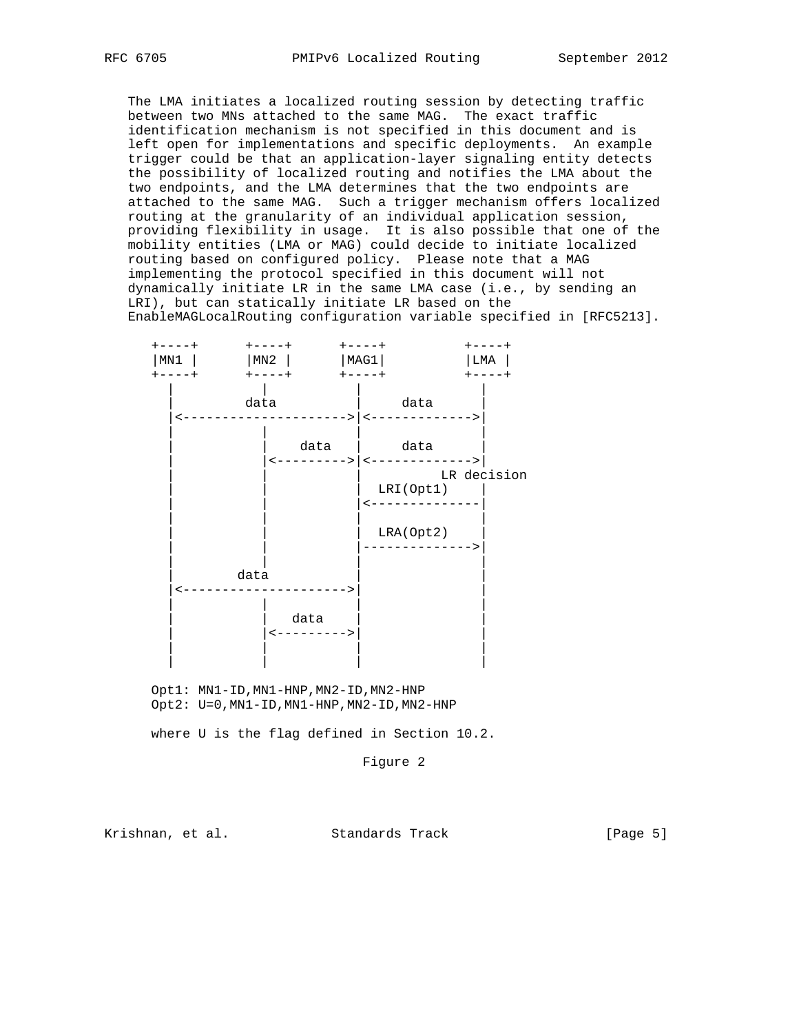The LMA initiates a localized routing session by detecting traffic between two MNs attached to the same MAG. The exact traffic identification mechanism is not specified in this document and is left open for implementations and specific deployments. An example trigger could be that an application-layer signaling entity detects the possibility of localized routing and notifies the LMA about the two endpoints, and the LMA determines that the two endpoints are attached to the same MAG. Such a trigger mechanism offers localized routing at the granularity of an individual application session, providing flexibility in usage. It is also possible that one of the mobility entities (LMA or MAG) could decide to initiate localized routing based on configured policy. Please note that a MAG implementing the protocol specified in this document will not dynamically initiate LR in the same LMA case (i.e., by sending an LRI), but can statically initiate LR based on the EnableMAGLocalRouting configuration variable specified in [RFC5213].

```
   +----+      +----+      +----+          +----+
   |MN1 |      |MN2 |      |MAG1|          |LMA |
   +----+      +----+      +----+          +----+
     |           |           |               |
     |         data          |     data      |
     |<--------------------->|<------------->|
     |           |           |               |
     |           |    data   |     data      |
     |           |<--------->|<------------->|
     |           |           |          LR decision
     |           |           |  LRI(Opt1)    |
     |           |           |<--------------|
     |           |           |               |
     |           |           |  LRA(Opt2)    |
     |           |           |-------------->|
     |           |           |               |
     |        data           |               |
     |<--------------------->|               |
     |           |           |               |
     |           |   data    |               |
     |           |<--------->|               |
     |           |           |               |
     |           |           |               |

   Opt1: MN1-ID,MN1-HNP,MN2-ID,MN2-HNP
   Opt2: U=0,MN1-ID,MN1-HNP,MN2-ID,MN2-HNP

   where U is the flag defined in Section 10.2.
```

Figure 2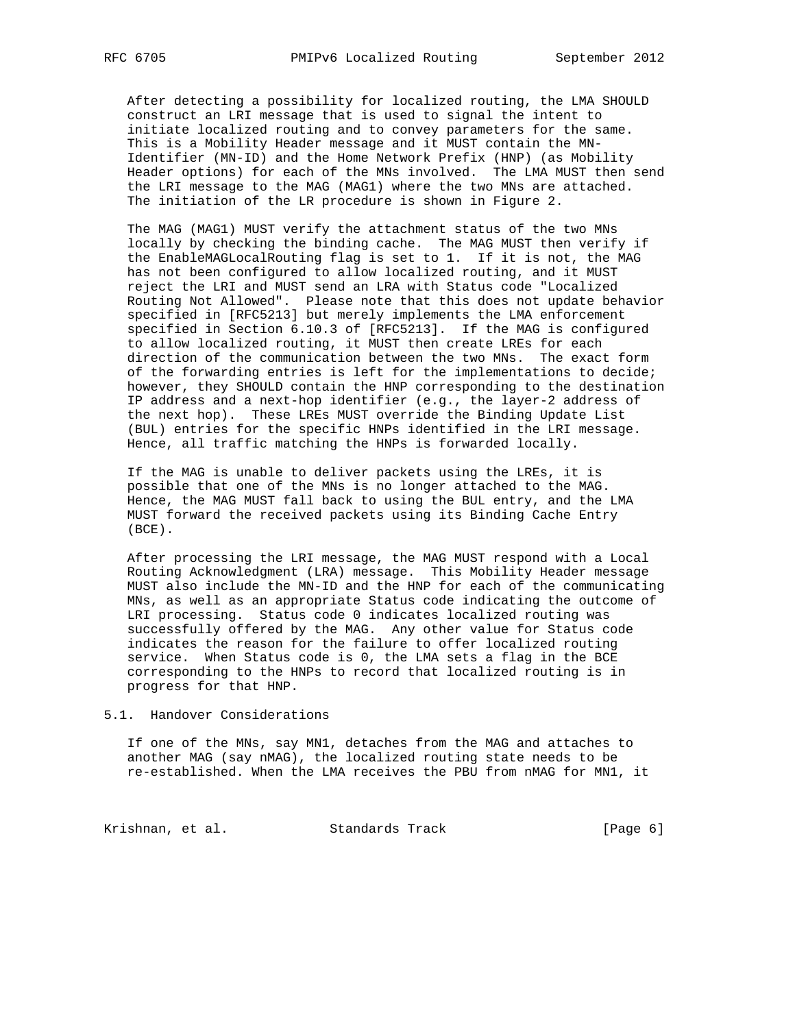After detecting a possibility for localized routing, the LMA SHOULD construct an LRI message that is used to signal the intent to initiate localized routing and to convey parameters for the same. This is a Mobility Header message and it MUST contain the MN-Identifier (MN-ID) and the Home Network Prefix (HNP) (as Mobility Header options) for each of the MNs involved. The LMA MUST then send the LRI message to the MAG (MAG1) where the two MNs are attached. The initiation of the LR procedure is shown in Figure 2.

The MAG (MAG1) MUST verify the attachment status of the two MNs locally by checking the binding cache. The MAG MUST then verify if the EnableMAGLocalRouting flag is set to 1. If it is not, the MAG has not been configured to allow localized routing, and it MUST reject the LRI and MUST send an LRA with Status code "Localized Routing Not Allowed". Please note that this does not update behavior specified in [RFC5213] but merely implements the LMA enforcement specified in Section 6.10.3 of [RFC5213]. If the MAG is configured to allow localized routing, it MUST then create LREs for each direction of the communication between the two MNs. The exact form of the forwarding entries is left for the implementations to decide; however, they SHOULD contain the HNP corresponding to the destination IP address and a next-hop identifier (e.g., the layer-2 address of the next hop). These LREs MUST override the Binding Update List (BUL) entries for the specific HNPs identified in the LRI message. Hence, all traffic matching the HNPs is forwarded locally.

If the MAG is unable to deliver packets using the LREs, it is possible that one of the MNs is no longer attached to the MAG. Hence, the MAG MUST fall back to using the BUL entry, and the LMA MUST forward the received packets using its Binding Cache Entry (BCE).

After processing the LRI message, the MAG MUST respond with a Local Routing Acknowledgment (LRA) message. This Mobility Header message MUST also include the MN-ID and the HNP for each of the communicating MNs, as well as an appropriate Status code indicating the outcome of LRI processing. Status code 0 indicates localized routing was successfully offered by the MAG. Any other value for Status code indicates the reason for the failure to offer localized routing service. When Status code is 0, the LMA sets a flag in the BCE corresponding to the HNPs to record that localized routing is in progress for that HNP.

## 5.1. Handover Considerations

If one of the MNs, say MN1, detaches from the MAG and attaches to another MAG (say nMAG), the localized routing state needs to be re-established. When the LMA receives the PBU from nMAG for MN1, it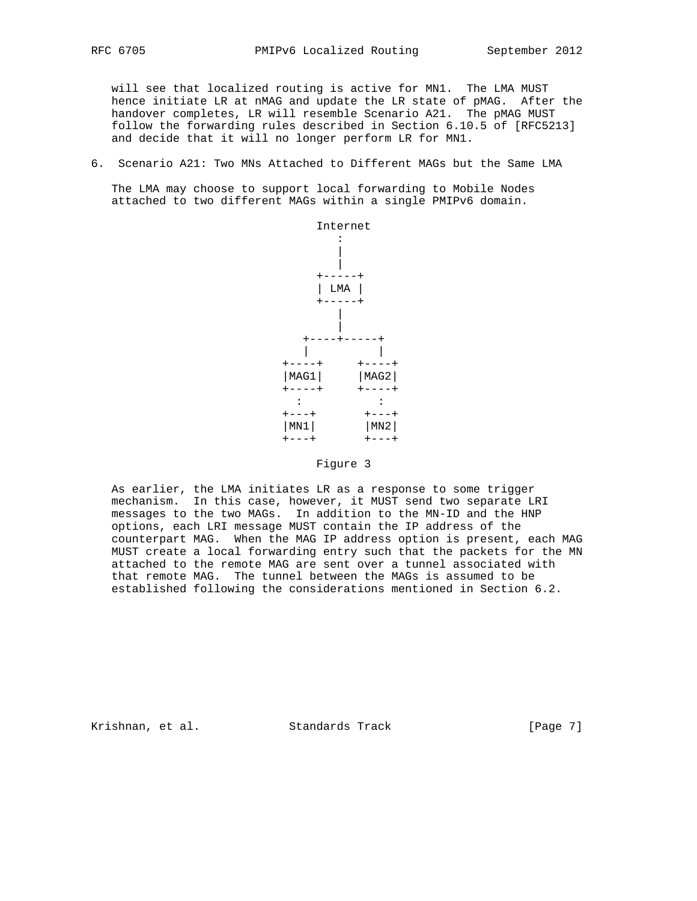will see that localized routing is active for MN1. The LMA MUST hence initiate LR at nMAG and update the LR state of pMAG. After the handover completes, LR will resemble Scenario A21. The pMAG MUST follow the forwarding rules described in Section 6.10.5 of [RFC5213] and decide that it will no longer perform LR for MN1.

## 6. Scenario A21: Two MNs Attached to Different MAGs but the Same LMA

The LMA may choose to support local forwarding to Mobile Nodes attached to two different MAGs within a single PMIPv6 domain.

```
                         Internet
                            :
                            |
                            |
                         +-----+
                         | LMA |
                         +-----+
                            |
                            |
                       +----+-----+
                       |          |
                    +----+     +----+
                    |MAG1|     |MAG2|
                    +----+     +----+
                      :          :
                    +---+       +---+
                    |MN1|       |MN2|
                    +---+       +---+
```

Figure 3

As earlier, the LMA initiates LR as a response to some trigger mechanism. In this case, however, it MUST send two separate LRI messages to the two MAGs. In addition to the MN-ID and the HNP options, each LRI message MUST contain the IP address of the counterpart MAG. When the MAG IP address option is present, each MAG MUST create a local forwarding entry such that the packets for the MN attached to the remote MAG are sent over a tunnel associated with that remote MAG. The tunnel between the MAGs is assumed to be established following the considerations mentioned in Section 6.2.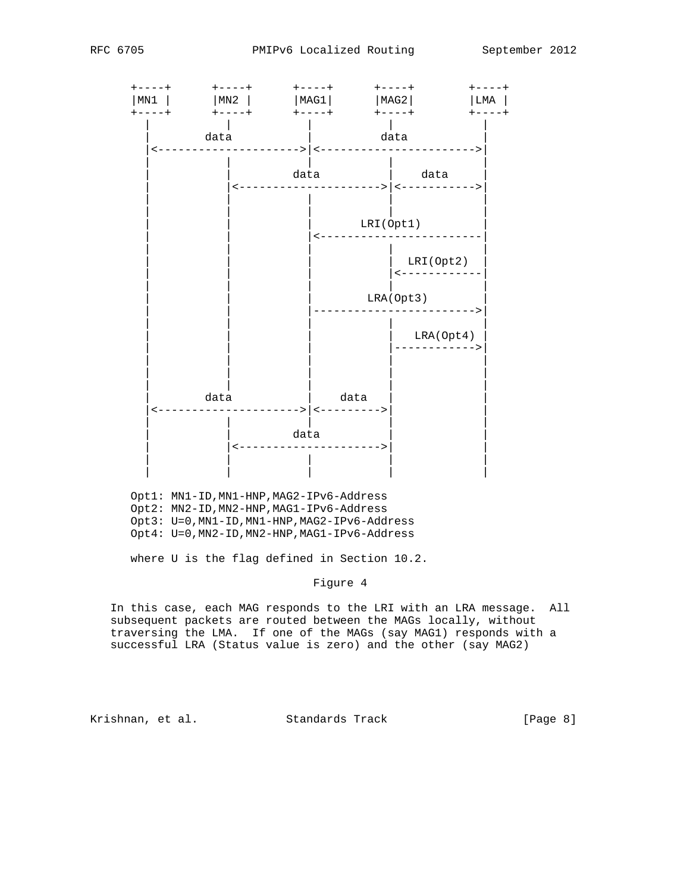```
      +----+      +----+      +----+      +----+        +----+
      |MN1 |      |MN2 |      |MAG1|      |MAG2|        |LMA |
      +----+      +----+      +----+      +----+        +----+
        |           |           |           |             |
        |        data           |          data           |
        |<--------------------->|<----------------------->|
        |           |           |           |             |
        |           |          data         |    data     |
        |           |<--------------------->|<----------->|
        |           |           |           |             |
        |           |           |           |             |
        |           |           |       LRI(Opt1)         |
        |           |           |<------------------------|
        |           |           |           |             |
        |           |           |           |  LRI(Opt2)  |
        |           |           |           |<------------|
        |           |           |           |             |
        |           |           |        LRA(Opt3)        |
        |           |           |------------------------>|
        |           |           |           |             |
        |           |           |           |   LRA(Opt4) |
        |           |           |           |------------>|
        |           |           |           |             |
        |           |           |           |             |
        |           |           |           |             |
        |        data           |    data   |             |
        |<--------------------->|<--------->|             |
        |           |           |           |             |
        |           |          data         |             |
        |           |<--------------------->|             |
        |           |           |           |             |
        |           |           |           |             |

     Opt1: MN1-ID,MN1-HNP,MAG2-IPv6-Address
     Opt2: MN2-ID,MN2-HNP,MAG1-IPv6-Address
     Opt3: U=0,MN1-ID,MN1-HNP,MAG2-IPv6-Address
     Opt4: U=0,MN2-ID,MN2-HNP,MAG1-IPv6-Address

     where U is the flag defined in Section 10.2.
```

Figure 4

In this case, each MAG responds to the LRI with an LRA message. All subsequent packets are routed between the MAGs locally, without traversing the LMA. If one of the MAGs (say MAG1) responds with a successful LRA (Status value is zero) and the other (say MAG2)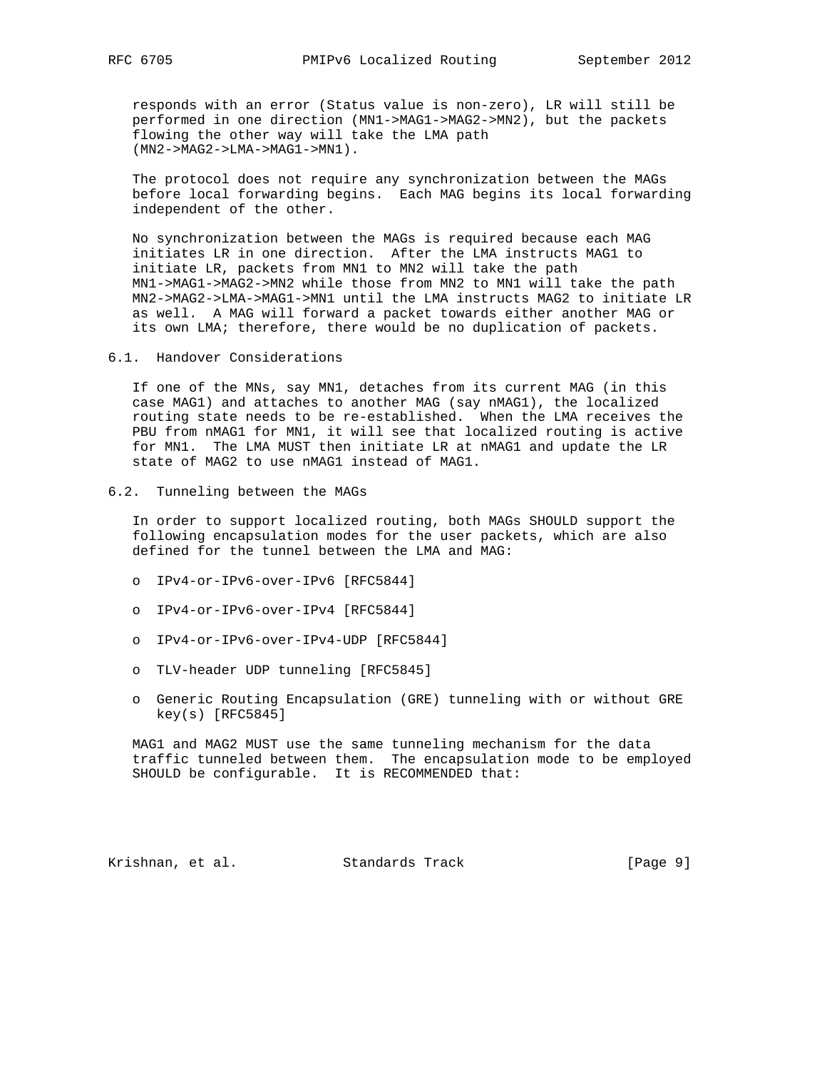responds with an error (Status value is non-zero), LR will still be performed in one direction (MN1->MAG1->MAG2->MN2), but the packets flowing the other way will take the LMA path (MN2->MAG2->LMA->MAG1->MN1).

The protocol does not require any synchronization between the MAGs before local forwarding begins. Each MAG begins its local forwarding independent of the other.

No synchronization between the MAGs is required because each MAG initiates LR in one direction. After the LMA instructs MAG1 to initiate LR, packets from MN1 to MN2 will take the path MN1->MAG1->MAG2->MN2 while those from MN2 to MN1 will take the path MN2->MAG2->LMA->MAG1->MN1 until the LMA instructs MAG2 to initiate LR as well. A MAG will forward a packet towards either another MAG or its own LMA; therefore, there would be no duplication of packets.

## 6.1. Handover Considerations

If one of the MNs, say MN1, detaches from its current MAG (in this case MAG1) and attaches to another MAG (say nMAG1), the localized routing state needs to be re-established. When the LMA receives the PBU from nMAG1 for MN1, it will see that localized routing is active for MN1. The LMA MUST then initiate LR at nMAG1 and update the LR state of MAG2 to use nMAG1 instead of MAG1.

## 6.2. Tunneling between the MAGs

In order to support localized routing, both MAGs SHOULD support the following encapsulation modes for the user packets, which are also defined for the tunnel between the LMA and MAG:

- IPv4-or-IPv6-over-IPv6 [RFC5844]
- IPv4-or-IPv6-over-IPv4 [RFC5844]
- IPv4-or-IPv6-over-IPv4-UDP [RFC5844]
- TLV-header UDP tunneling [RFC5845]
- Generic Routing Encapsulation (GRE) tunneling with or without GRE key(s) [RFC5845]

MAG1 and MAG2 MUST use the same tunneling mechanism for the data traffic tunneled between them. The encapsulation mode to be employed SHOULD be configurable. It is RECOMMENDED that: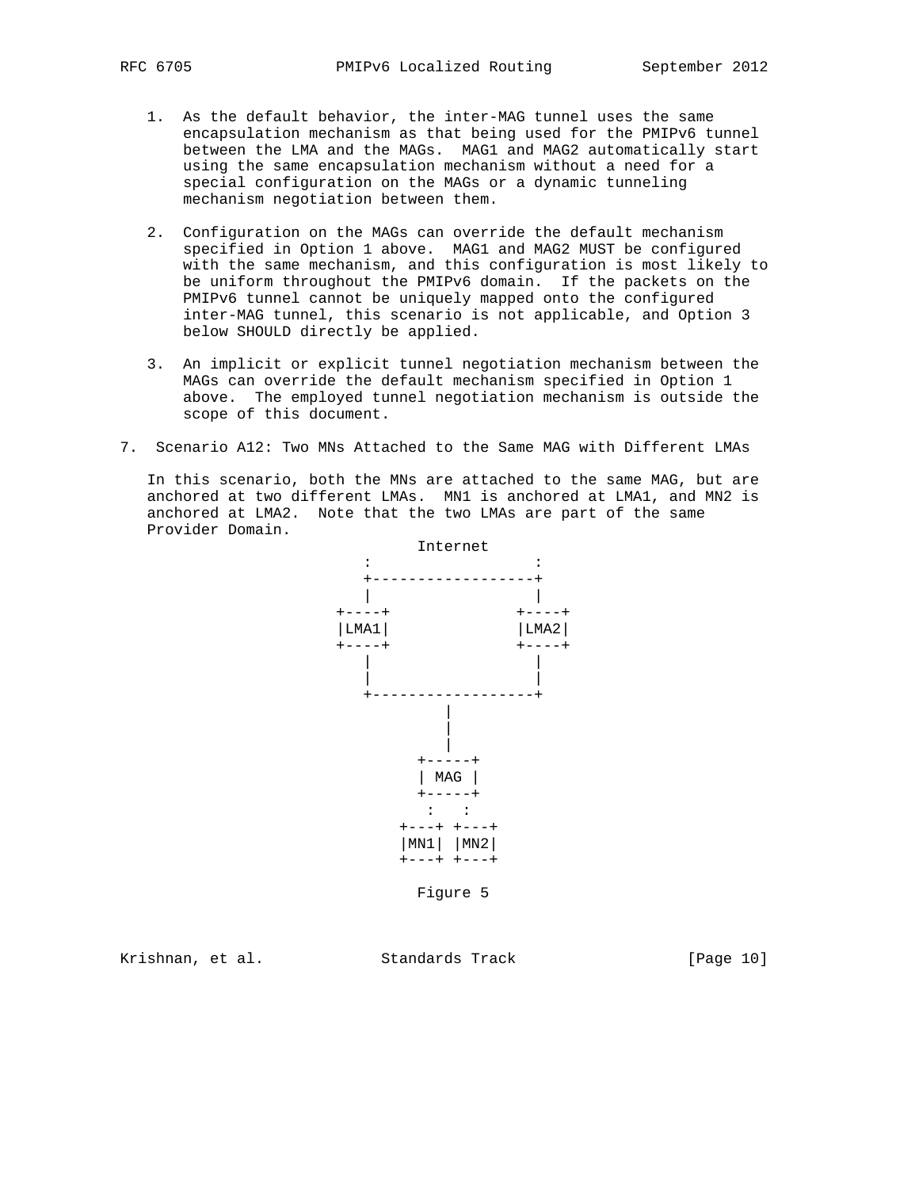1. As the default behavior, the inter-MAG tunnel uses the same encapsulation mechanism as that being used for the PMIPv6 tunnel between the LMA and the MAGs. MAG1 and MAG2 automatically start using the same encapsulation mechanism without a need for a special configuration on the MAGs or a dynamic tunneling mechanism negotiation between them.

2. Configuration on the MAGs can override the default mechanism specified in Option 1 above. MAG1 and MAG2 MUST be configured with the same mechanism, and this configuration is most likely to be uniform throughout the PMIPv6 domain. If the packets on the PMIPv6 tunnel cannot be uniquely mapped onto the configured inter-MAG tunnel, this scenario is not applicable, and Option 3 below SHOULD directly be applied.

3. An implicit or explicit tunnel negotiation mechanism between the MAGs can override the default mechanism specified in Option 1 above. The employed tunnel negotiation mechanism is outside the scope of this document.

## 7. Scenario A12: Two MNs Attached to the Same MAG with Different LMAs

In this scenario, both the MNs are attached to the same MAG, but are anchored at two different LMAs. MN1 is anchored at LMA1, and MN2 is anchored at LMA2. Note that the two LMAs are part of the same Provider Domain.

```
                       Internet
                    :              :
                    +--------------+
                    |              |
                 +----+         +----+
                 |LMA1|         |LMA2|
                 +----+         +----+
                    |              |
                    |              |
                    +--------------+
                           |
                           |
                           |
                        +-----+
                        | MAG |
                        +-----+
                         :   :
                      +---+ +---+
                      |MN1| |MN2|
                      +---+ +---+
```

Figure 5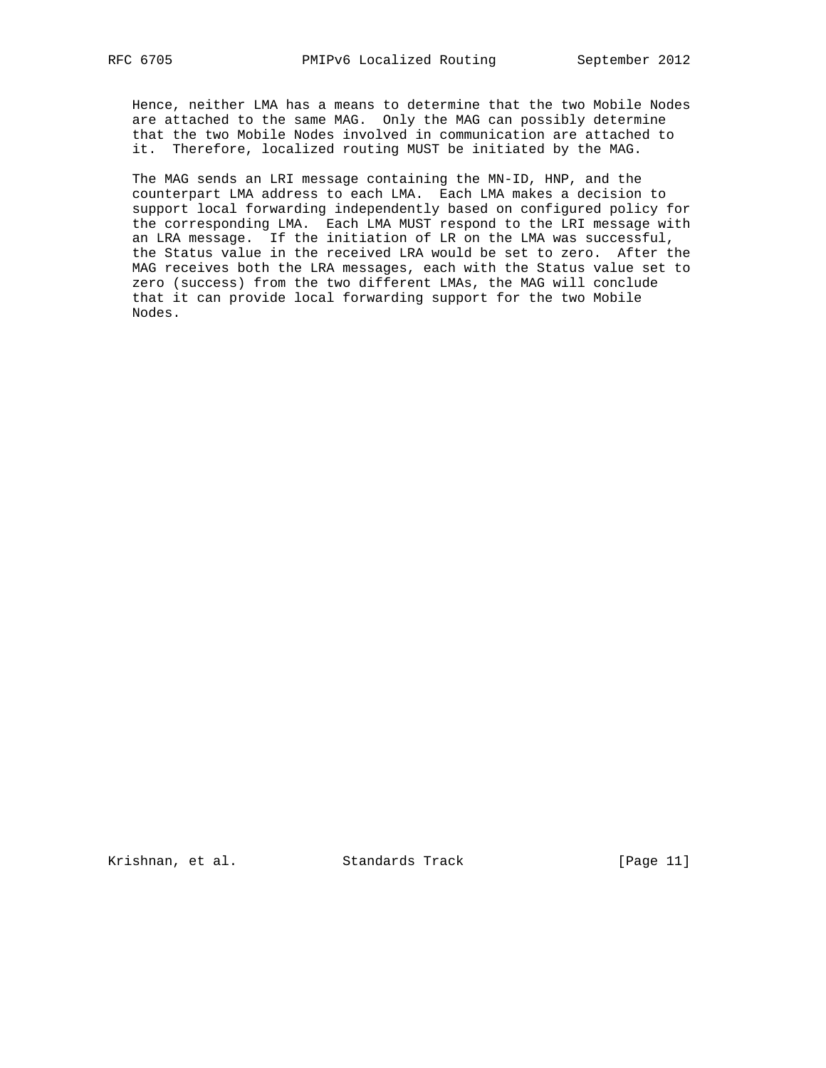Hence, neither LMA has a means to determine that the two Mobile Nodes are attached to the same MAG. Only the MAG can possibly determine that the two Mobile Nodes involved in communication are attached to it. Therefore, localized routing MUST be initiated by the MAG.

The MAG sends an LRI message containing the MN-ID, HNP, and the counterpart LMA address to each LMA. Each LMA makes a decision to support local forwarding independently based on configured policy for the corresponding LMA. Each LMA MUST respond to the LRI message with an LRA message. If the initiation of LR on the LMA was successful, the Status value in the received LRA would be set to zero. After the MAG receives both the LRA messages, each with the Status value set to zero (success) from the two different LMAs, the MAG will conclude that it can provide local forwarding support for the two Mobile Nodes.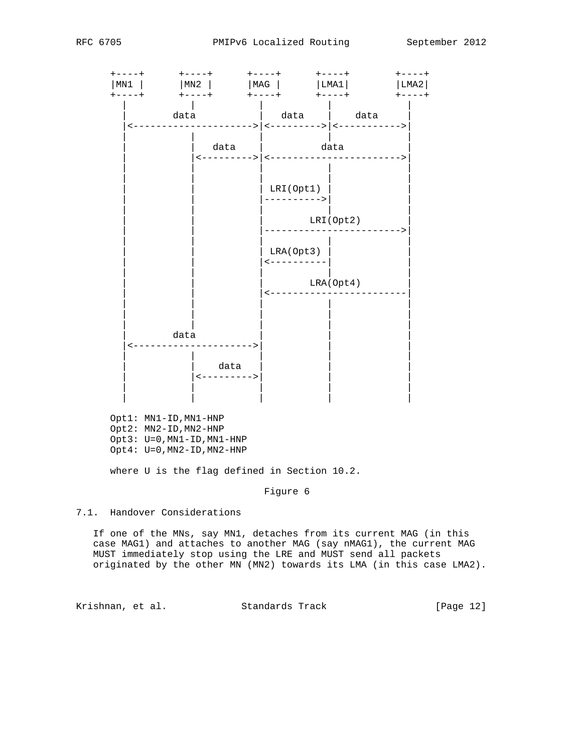```
   +----+      +----+      +----+      +----+        +----+
   |MN1 |      |MN2 |      |MAG |      |LMA1|        |LMA2|
   +----+      +----+      +----+      +----+        +----+
     |           |           |           |             |
     |        data           |   data    |    data     |
     |<--------------------->|<--------->|<----------->|
     |           |           |           |             |
     |           |    data   |          data           |
     |           |<--------->|<----------------------->|
     |           |           |           |             |
     |           |           |           |             |
     |           |           | LRI(Opt1) |             |
     |           |           |---------->|             |
     |           |           |           |             |
     |           |           |        LRI(Opt2)        |
     |           |           |------------------------>|
     |           |           |           |             |
     |           |           | LRA(Opt3) |             |
     |           |           |<----------|             |
     |           |           |           |             |
     |           |           |        LRA(Opt4)        |
     |           |           |<------------------------|
     |           |           |           |             |
     |           |           |           |             |
     |           |           |           |             |
     |        data           |           |             |
     |<--------------------->|           |             |
     |           |           |           |             |
     |           |    data   |           |             |
     |           |<--------->|           |             |
     |           |           |           |             |
     |           |           |           |             |

   Opt1: MN1-ID,MN1-HNP
   Opt2: MN2-ID,MN2-HNP
   Opt3: U=0,MN1-ID,MN1-HNP
   Opt4: U=0,MN2-ID,MN2-HNP

   where U is the flag defined in Section 10.2.
```

Figure 6

## 7.1. Handover Considerations

If one of the MNs, say MN1, detaches from its current MAG (in this case MAG1) and attaches to another MAG (say nMAG1), the current MAG MUST immediately stop using the LRE and MUST send all packets originated by the other MN (MN2) towards its LMA (in this case LMA2).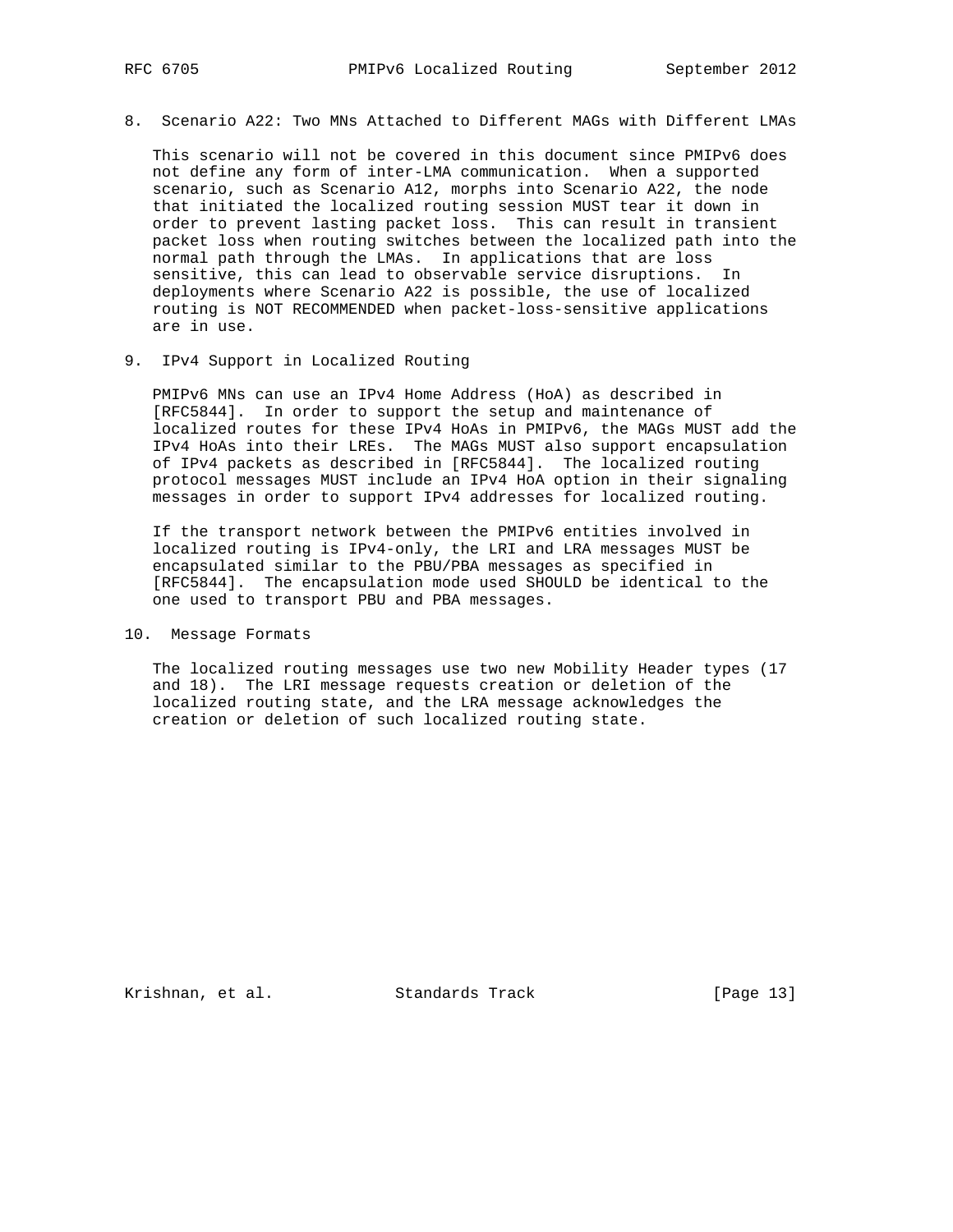## 8. Scenario A22: Two MNs Attached to Different MAGs with Different LMAs

This scenario will not be covered in this document since PMIPv6 does not define any form of inter-LMA communication. When a supported scenario, such as Scenario A12, morphs into Scenario A22, the node that initiated the localized routing session MUST tear it down in order to prevent lasting packet loss. This can result in transient packet loss when routing switches between the localized path into the normal path through the LMAs. In applications that are loss sensitive, this can lead to observable service disruptions. In deployments where Scenario A22 is possible, the use of localized routing is NOT RECOMMENDED when packet-loss-sensitive applications are in use.

## 9. IPv4 Support in Localized Routing

PMIPv6 MNs can use an IPv4 Home Address (HoA) as described in [RFC5844]. In order to support the setup and maintenance of localized routes for these IPv4 HoAs in PMIPv6, the MAGs MUST add the IPv4 HoAs into their LREs. The MAGs MUST also support encapsulation of IPv4 packets as described in [RFC5844]. The localized routing protocol messages MUST include an IPv4 HoA option in their signaling messages in order to support IPv4 addresses for localized routing.

If the transport network between the PMIPv6 entities involved in localized routing is IPv4-only, the LRI and LRA messages MUST be encapsulated similar to the PBU/PBA messages as specified in [RFC5844]. The encapsulation mode used SHOULD be identical to the one used to transport PBU and PBA messages.

## 10. Message Formats

The localized routing messages use two new Mobility Header types (17 and 18). The LRI message requests creation or deletion of the localized routing state, and the LRA message acknowledges the creation or deletion of such localized routing state.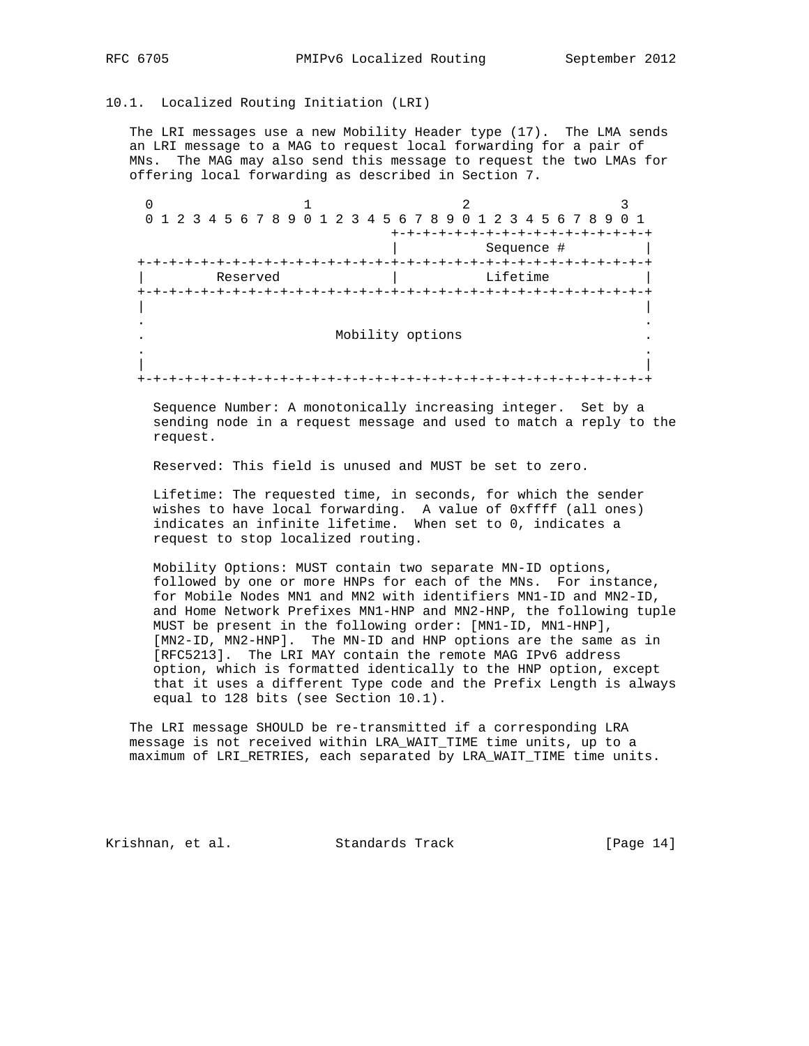### 10.1. Localized Routing Initiation (LRI)

The LRI messages use a new Mobility Header type (17). The LMA sends an LRI message to a MAG to request local forwarding for a pair of MNs. The MAG may also send this message to request the two LMAs for offering local forwarding as described in Section 7.

```
 0                   1                   2                   3
 0 1 2 3 4 5 6 7 8 9 0 1 2 3 4 5 6 7 8 9 0 1 2 3 4 5 6 7 8 9 0 1
                                +-+-+-+-+-+-+-+-+-+-+-+-+-+-+-+-+
                                |           Sequence #          |
+-+-+-+-+-+-+-+-+-+-+-+-+-+-+-+-+-+-+-+-+-+-+-+-+-+-+-+-+-+-+-+-+
|         Reserved              |           Lifetime            |
+-+-+-+-+-+-+-+-+-+-+-+-+-+-+-+-+-+-+-+-+-+-+-+-+-+-+-+-+-+-+-+-+
|                                                               |
.                                                               .
.                        Mobility options                       .
.                                                               .
|                                                               |
+-+-+-+-+-+-+-+-+-+-+-+-+-+-+-+-+-+-+-+-+-+-+-+-+-+-+-+-+-+-+-+-+
```

Sequence Number: A monotonically increasing integer. Set by a sending node in a request message and used to match a reply to the request.

Reserved: This field is unused and MUST be set to zero.

Lifetime: The requested time, in seconds, for which the sender wishes to have local forwarding. A value of 0xffff (all ones) indicates an infinite lifetime. When set to 0, indicates a request to stop localized routing.

Mobility Options: MUST contain two separate MN-ID options, followed by one or more HNPs for each of the MNs. For instance, for Mobile Nodes MN1 and MN2 with identifiers MN1-ID and MN2-ID, and Home Network Prefixes MN1-HNP and MN2-HNP, the following tuple MUST be present in the following order: [MN1-ID, MN1-HNP], [MN2-ID, MN2-HNP]. The MN-ID and HNP options are the same as in [RFC5213]. The LRI MAY contain the remote MAG IPv6 address option, which is formatted identically to the HNP option, except that it uses a different Type code and the Prefix Length is always equal to 128 bits (see Section 10.1).

The LRI message SHOULD be re-transmitted if a corresponding LRA message is not received within LRA_WAIT_TIME time units, up to a maximum of LRI_RETRIES, each separated by LRA_WAIT_TIME time units.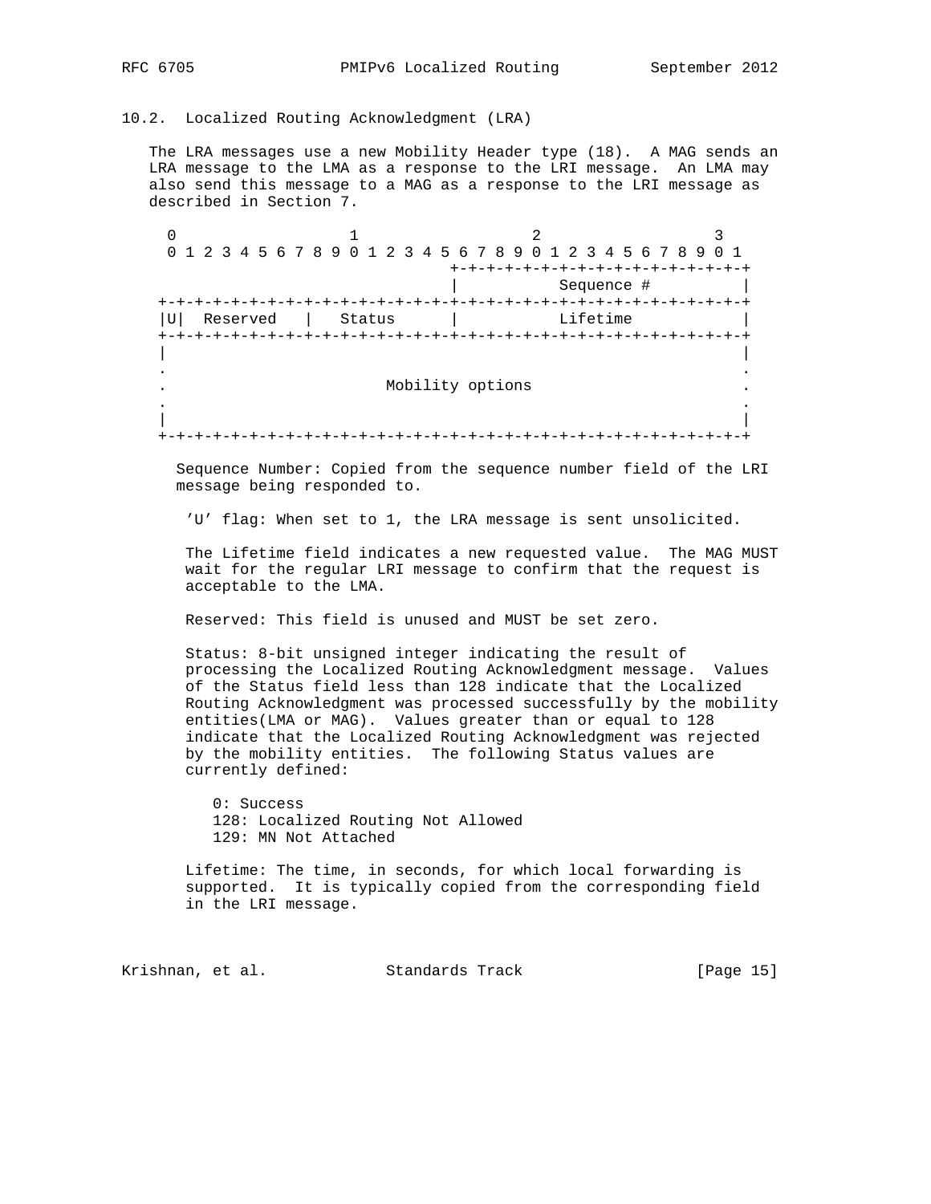## 10.2. Localized Routing Acknowledgment (LRA)

The LRA messages use a new Mobility Header type (18). A MAG sends an LRA message to the LMA as a response to the LRI message. An LMA may also send this message to a MAG as a response to the LRI message as described in Section 7.

```
 0                   1                   2                   3
 0 1 2 3 4 5 6 7 8 9 0 1 2 3 4 5 6 7 8 9 0 1 2 3 4 5 6 7 8 9 0 1
                               +-+-+-+-+-+-+-+-+-+-+-+-+-+-+-+-+
                               |           Sequence #          |
+-+-+-+-+-+-+-+-+-+-+-+-+-+-+-+-+-+-+-+-+-+-+-+-+-+-+-+-+-+-+-+-+
|U|  Reserved   |   Status      |           Lifetime            |
+-+-+-+-+-+-+-+-+-+-+-+-+-+-+-+-+-+-+-+-+-+-+-+-+-+-+-+-+-+-+-+-+
|                                                               |
.                                                               .
.                        Mobility options                       .
.                                                               .
|                                                               |
+-+-+-+-+-+-+-+-+-+-+-+-+-+-+-+-+-+-+-+-+-+-+-+-+-+-+-+-+-+-+-+-+
```

Sequence Number: Copied from the sequence number field of the LRI message being responded to.

'U' flag: When set to 1, the LRA message is sent unsolicited.

The Lifetime field indicates a new requested value. The MAG MUST wait for the regular LRI message to confirm that the request is acceptable to the LMA.

Reserved: This field is unused and MUST be set zero.

Status: 8-bit unsigned integer indicating the result of processing the Localized Routing Acknowledgment message. Values of the Status field less than 128 indicate that the Localized Routing Acknowledgment was processed successfully by the mobility entities(LMA or MAG). Values greater than or equal to 128 indicate that the Localized Routing Acknowledgment was rejected by the mobility entities. The following Status values are currently defined:

0: Success
128: Localized Routing Not Allowed
129: MN Not Attached

Lifetime: The time, in seconds, for which local forwarding is supported. It is typically copied from the corresponding field in the LRI message.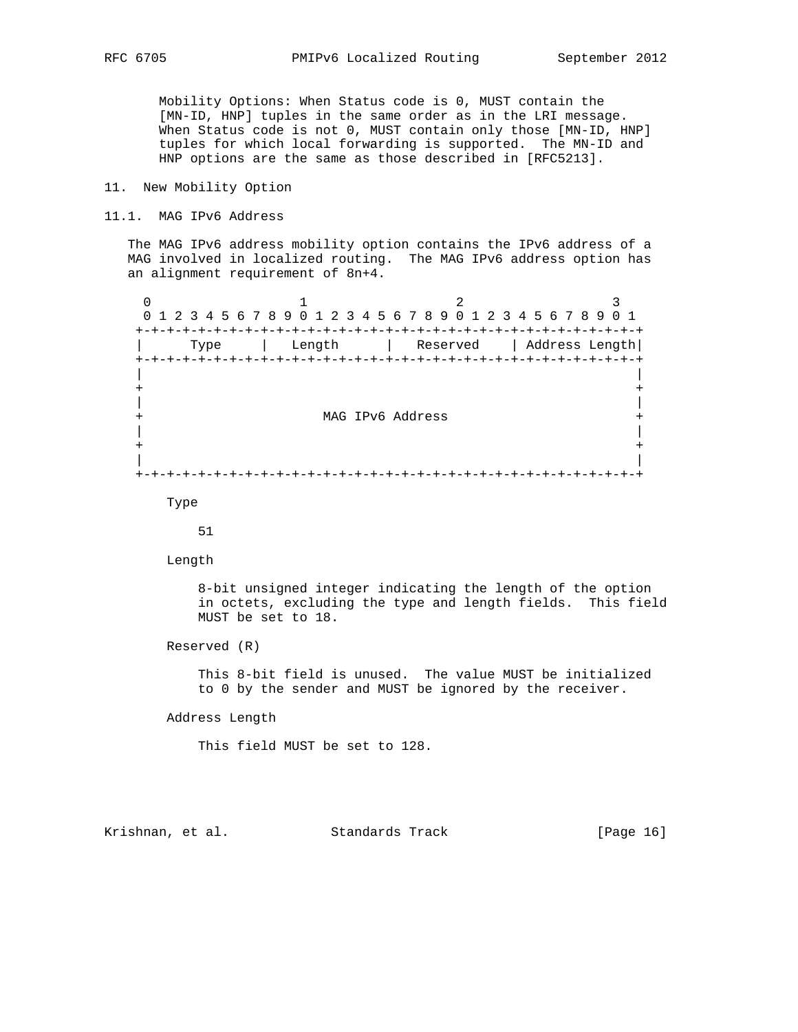Mobility Options: When Status code is 0, MUST contain the [MN-ID, HNP] tuples in the same order as in the LRI message. When Status code is not 0, MUST contain only those [MN-ID, HNP] tuples for which local forwarding is supported. The MN-ID and HNP options are the same as those described in [RFC5213].

## 11. New Mobility Option

### 11.1. MAG IPv6 Address

The MAG IPv6 address mobility option contains the IPv6 address of a MAG involved in localized routing. The MAG IPv6 address option has an alignment requirement of 8n+4.

```
 0                   1                   2                   3
 0 1 2 3 4 5 6 7 8 9 0 1 2 3 4 5 6 7 8 9 0 1 2 3 4 5 6 7 8 9 0 1
+-+-+-+-+-+-+-+-+-+-+-+-+-+-+-+-+-+-+-+-+-+-+-+-+-+-+-+-+-+-+-+-+
|      Type     |   Length      |   Reserved    | Address Length|
+-+-+-+-+-+-+-+-+-+-+-+-+-+-+-+-+-+-+-+-+-+-+-+-+-+-+-+-+-+-+-+-+
|                                                               |
+                                                               +
|                                                               |
+                      MAG IPv6 Address                         +
|                                                               |
+                                                               +
|                                                               |
+-+-+-+-+-+-+-+-+-+-+-+-+-+-+-+-+-+-+-+-+-+-+-+-+-+-+-+-+-+-+-+-+
```

Type

51

Length

8-bit unsigned integer indicating the length of the option in octets, excluding the type and length fields. This field MUST be set to 18.

Reserved (R)

This 8-bit field is unused. The value MUST be initialized to 0 by the sender and MUST be ignored by the receiver.

Address Length

This field MUST be set to 128.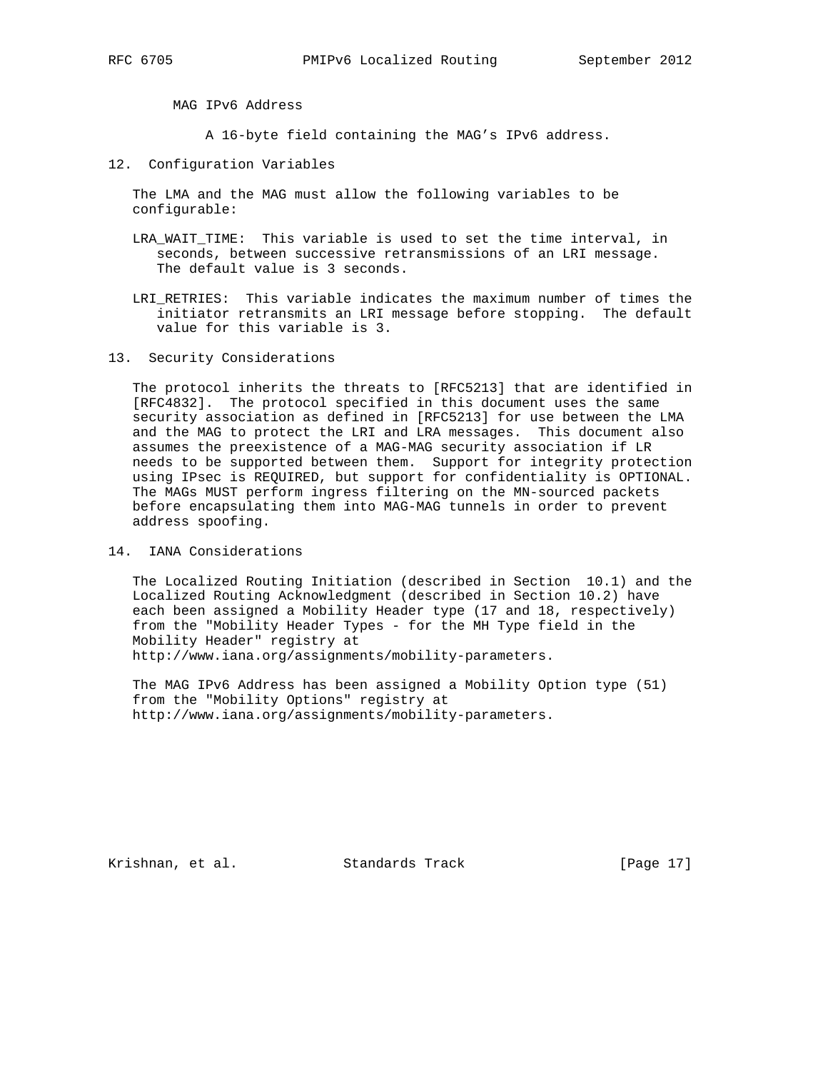MAG IPv6 Address

A 16-byte field containing the MAG's IPv6 address.

## 12. Configuration Variables

The LMA and the MAG must allow the following variables to be configurable:

LRA_WAIT_TIME: This variable is used to set the time interval, in seconds, between successive retransmissions of an LRI message. The default value is 3 seconds.

LRI_RETRIES: This variable indicates the maximum number of times the initiator retransmits an LRI message before stopping. The default value for this variable is 3.

## 13. Security Considerations

The protocol inherits the threats to [RFC5213] that are identified in [RFC4832]. The protocol specified in this document uses the same security association as defined in [RFC5213] for use between the LMA and the MAG to protect the LRI and LRA messages. This document also assumes the preexistence of a MAG-MAG security association if LR needs to be supported between them. Support for integrity protection using IPsec is REQUIRED, but support for confidentiality is OPTIONAL. The MAGs MUST perform ingress filtering on the MN-sourced packets before encapsulating them into MAG-MAG tunnels in order to prevent address spoofing.

## 14. IANA Considerations

The Localized Routing Initiation (described in Section 10.1) and the Localized Routing Acknowledgment (described in Section 10.2) have each been assigned a Mobility Header type (17 and 18, respectively) from the "Mobility Header Types - for the MH Type field in the Mobility Header" registry at http://www.iana.org/assignments/mobility-parameters.

The MAG IPv6 Address has been assigned a Mobility Option type (51) from the "Mobility Options" registry at http://www.iana.org/assignments/mobility-parameters.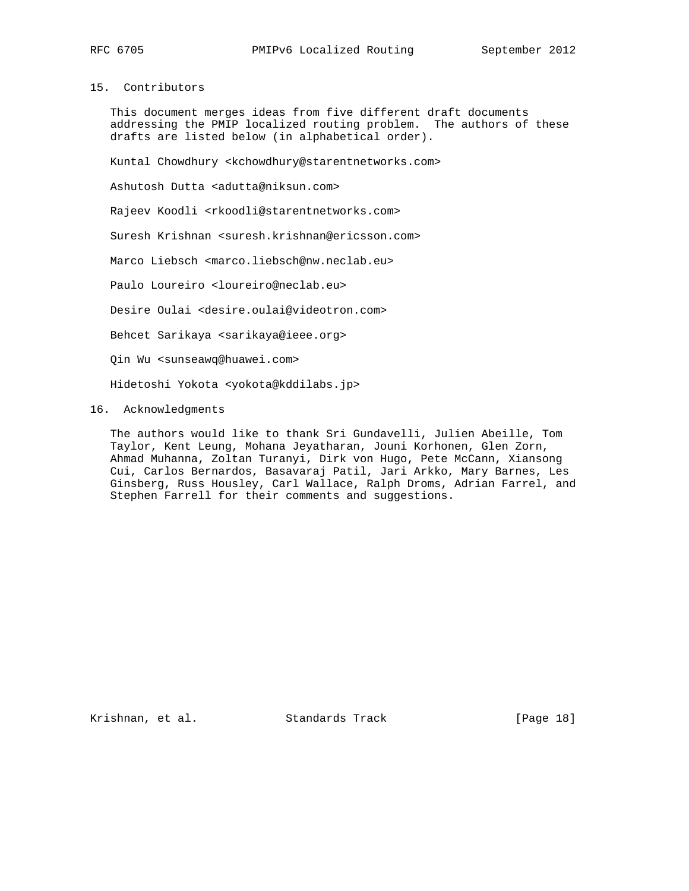## 15. Contributors

This document merges ideas from five different draft documents addressing the PMIP localized routing problem. The authors of these drafts are listed below (in alphabetical order).

Kuntal Chowdhury <kchowdhury@starentnetworks.com>

Ashutosh Dutta <adutta@niksun.com>

Rajeev Koodli <rkoodli@starentnetworks.com>

Suresh Krishnan <suresh.krishnan@ericsson.com>

Marco Liebsch <marco.liebsch@nw.neclab.eu>

Paulo Loureiro <loureiro@neclab.eu>

Desire Oulai <desire.oulai@videotron.com>

Behcet Sarikaya <sarikaya@ieee.org>

Qin Wu <sunseawq@huawei.com>

Hidetoshi Yokota <yokota@kddilabs.jp>

## 16. Acknowledgments

The authors would like to thank Sri Gundavelli, Julien Abeille, Tom Taylor, Kent Leung, Mohana Jeyatharan, Jouni Korhonen, Glen Zorn, Ahmad Muhanna, Zoltan Turanyi, Dirk von Hugo, Pete McCann, Xiansong Cui, Carlos Bernardos, Basavaraj Patil, Jari Arkko, Mary Barnes, Les Ginsberg, Russ Housley, Carl Wallace, Ralph Droms, Adrian Farrel, and Stephen Farrell for their comments and suggestions.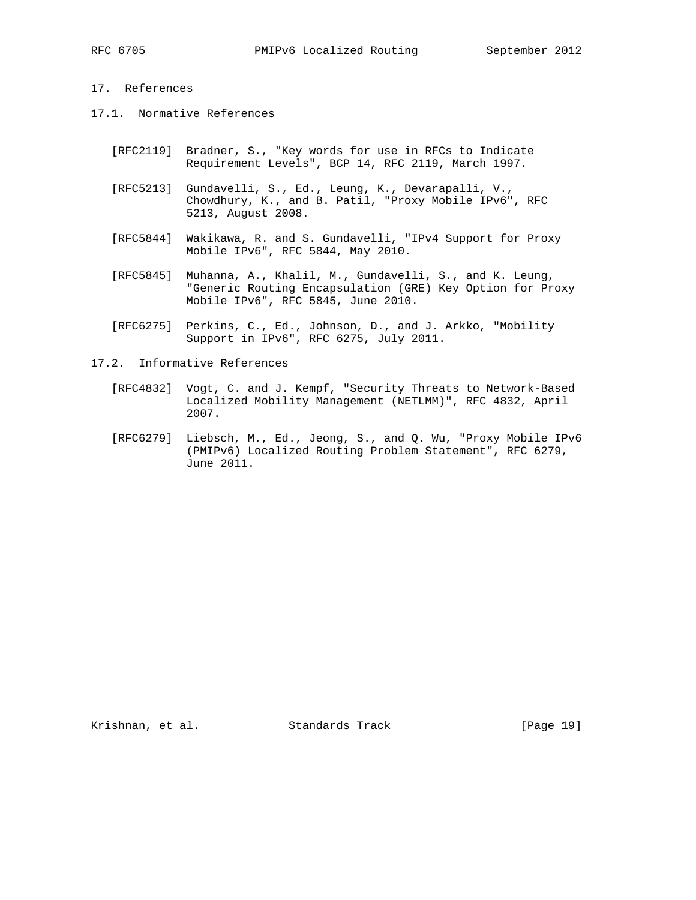## 17. References

### 17.1. Normative References

[RFC2119] Bradner, S., "Key words for use in RFCs to Indicate Requirement Levels", BCP 14, RFC 2119, March 1997.

[RFC5213] Gundavelli, S., Ed., Leung, K., Devarapalli, V., Chowdhury, K., and B. Patil, "Proxy Mobile IPv6", RFC 5213, August 2008.

[RFC5844] Wakikawa, R. and S. Gundavelli, "IPv4 Support for Proxy Mobile IPv6", RFC 5844, May 2010.

[RFC5845] Muhanna, A., Khalil, M., Gundavelli, S., and K. Leung, "Generic Routing Encapsulation (GRE) Key Option for Proxy Mobile IPv6", RFC 5845, June 2010.

[RFC6275] Perkins, C., Ed., Johnson, D., and J. Arkko, "Mobility Support in IPv6", RFC 6275, July 2011.

### 17.2. Informative References

[RFC4832] Vogt, C. and J. Kempf, "Security Threats to Network-Based Localized Mobility Management (NETLMM)", RFC 4832, April 2007.

[RFC6279] Liebsch, M., Ed., Jeong, S., and Q. Wu, "Proxy Mobile IPv6 (PMIPv6) Localized Routing Problem Statement", RFC 6279, June 2011.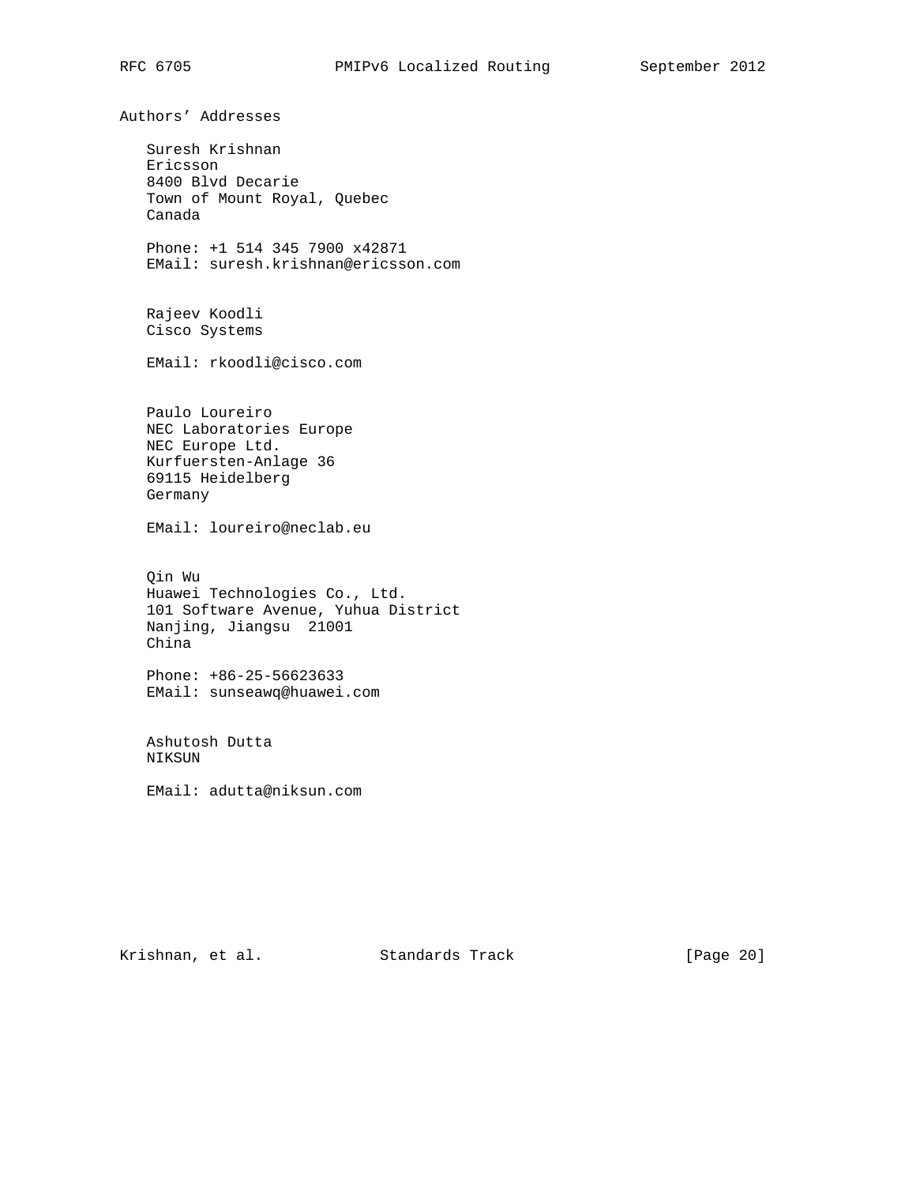# Authors' Addresses

Suresh Krishnan
Ericsson
8400 Blvd Decarie
Town of Mount Royal, Quebec
Canada

Phone: +1 514 345 7900 x42871
EMail: suresh.krishnan@ericsson.com

Rajeev Koodli
Cisco Systems

EMail: rkoodli@cisco.com

Paulo Loureiro
NEC Laboratories Europe
NEC Europe Ltd.
Kurfuersten-Anlage 36
69115 Heidelberg
Germany

EMail: loureiro@neclab.eu

Qin Wu
Huawei Technologies Co., Ltd.
101 Software Avenue, Yuhua District
Nanjing, Jiangsu  21001
China

Phone: +86-25-56623633
EMail: sunseawq@huawei.com

Ashutosh Dutta
NIKSUN

EMail: adutta@niksun.com